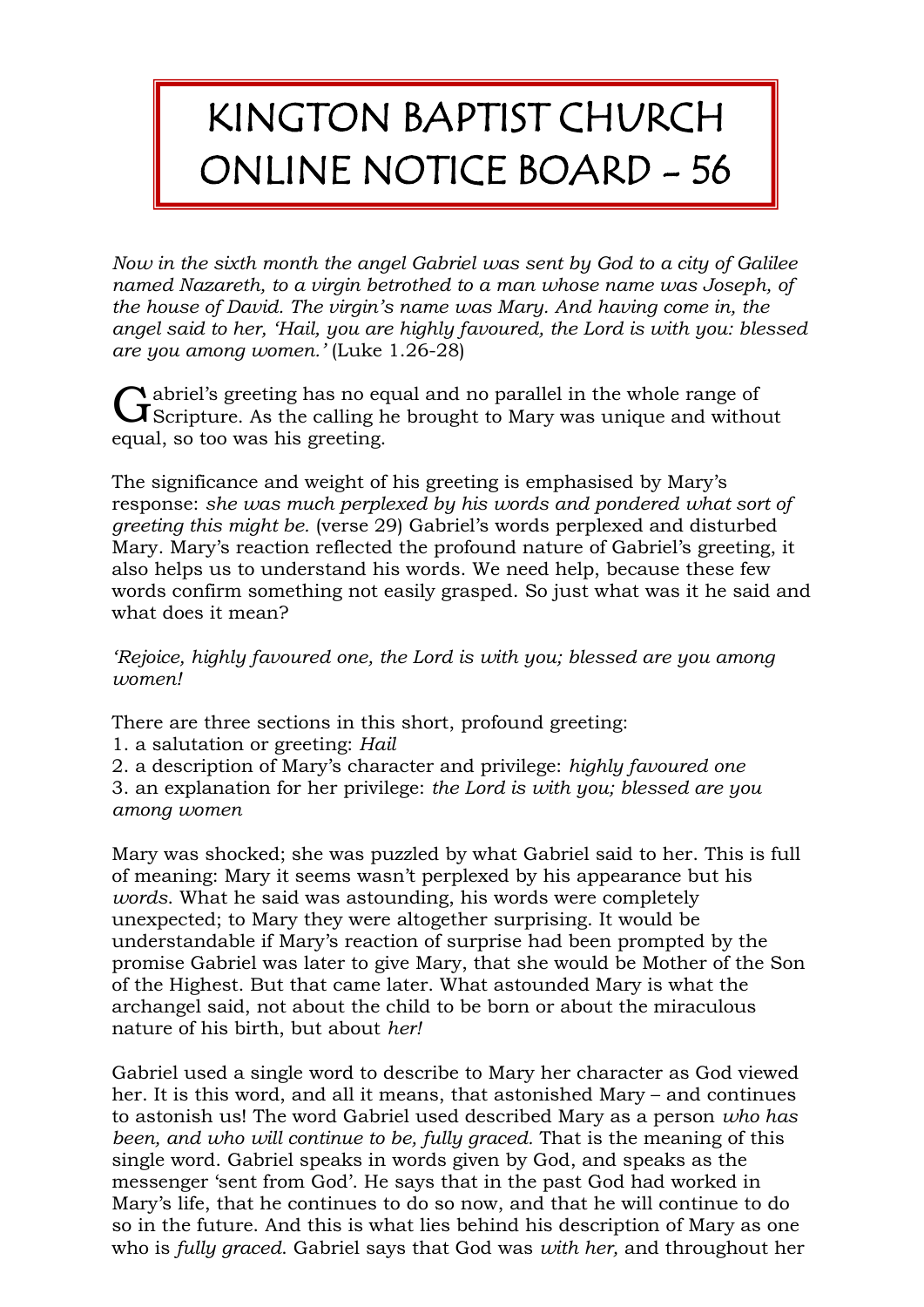# KINGTON BAPTIST CHURCH ONLINE NOTICE BOARD - 56

*Now in the sixth month the angel Gabriel was sent by God to a city of Galilee named Nazareth, to a virgin betrothed to a man whose name was Joseph, of the house of David. The virgin's name was Mary. And having come in, the angel said to her, 'Hail, you are highly favoured, the Lord is with you: blessed are you among women.'* (Luke 1.26-28)

Gabriel's greeting has no equal and no parallel in the whole range of Scripture. As the calling he brought to Mary was unique and without equal, so too was his greeting.

The significance and weight of his greeting is emphasised by Mary's response: *she was much perplexed by his words and pondered what sort of greeting this might be.* (verse 29) Gabriel's words perplexed and disturbed Mary. Mary's reaction reflected the profound nature of Gabriel's greeting, it also helps us to understand his words. We need help, because these few words confirm something not easily grasped. So just what was it he said and what does it mean?

*'Rejoice, highly favoured one, the Lord is with you; blessed are you among women!*

There are three sections in this short, profound greeting:
1. a salutation or greeting: *Hail*
2. a description of Mary's character and privilege: *highly favoured one*
3. an explanation for her privilege: *the Lord is with you; blessed are you among women*

Mary was shocked; she was puzzled by what Gabriel said to her. This is full of meaning: Mary it seems wasn't perplexed by his appearance but his *words.* What he said was astounding, his words were completely unexpected; to Mary they were altogether surprising. It would be understandable if Mary's reaction of surprise had been prompted by the promise Gabriel was later to give Mary, that she would be Mother of the Son of the Highest. But that came later. What astounded Mary is what the archangel said, not about the child to be born or about the miraculous nature of his birth, but about *her!*

Gabriel used a single word to describe to Mary her character as God viewed her. It is this word, and all it means, that astonished Mary – and continues to astonish us! The word Gabriel used described Mary as a person *who has been, and who will continue to be, fully graced.* That is the meaning of this single word. Gabriel speaks in words given by God, and speaks as the messenger 'sent from God'. He says that in the past God had worked in Mary's life, that he continues to do so now, and that he will continue to do so in the future. And this is what lies behind his description of Mary as one who is *fully graced.* Gabriel says that God was *with her,* and throughout her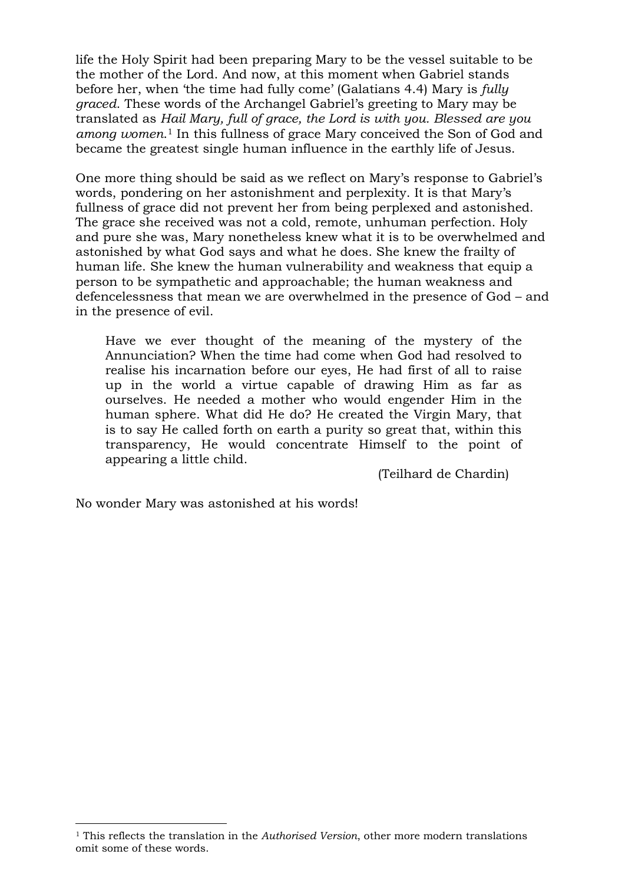life the Holy Spirit had been preparing Mary to be the vessel suitable to be the mother of the Lord. And now, at this moment when Gabriel stands before her, when 'the time had fully come' (Galatians 4.4) Mary is *fully graced*. These words of the Archangel Gabriel's greeting to Mary may be translated as *Hail Mary, full of grace, the Lord is with you. Blessed are you among women.*[1] In this fullness of grace Mary conceived the Son of God and became the greatest single human influence in the earthly life of Jesus.

One more thing should be said as we reflect on Mary's response to Gabriel's words, pondering on her astonishment and perplexity. It is that Mary's fullness of grace did not prevent her from being perplexed and astonished. The grace she received was not a cold, remote, unhuman perfection. Holy and pure she was, Mary nonetheless knew what it is to be overwhelmed and astonished by what God says and what he does. She knew the frailty of human life. She knew the human vulnerability and weakness that equip a person to be sympathetic and approachable; the human weakness and defencelessness that mean we are overwhelmed in the presence of God – and in the presence of evil.

> Have we ever thought of the meaning of the mystery of the Annunciation? When the time had come when God had resolved to realise his incarnation before our eyes, He had first of all to raise up in the world a virtue capable of drawing Him as far as ourselves. He needed a mother who would engender Him in the human sphere. What did He do? He created the Virgin Mary, that is to say He called forth on earth a purity so great that, within this transparency, He would concentrate Himself to the point of appearing a little child.
>
> (Teilhard de Chardin)

No wonder Mary was astonished at his words!

[1] This reflects the translation in the *Authorised Version*, other more modern translations omit some of these words.